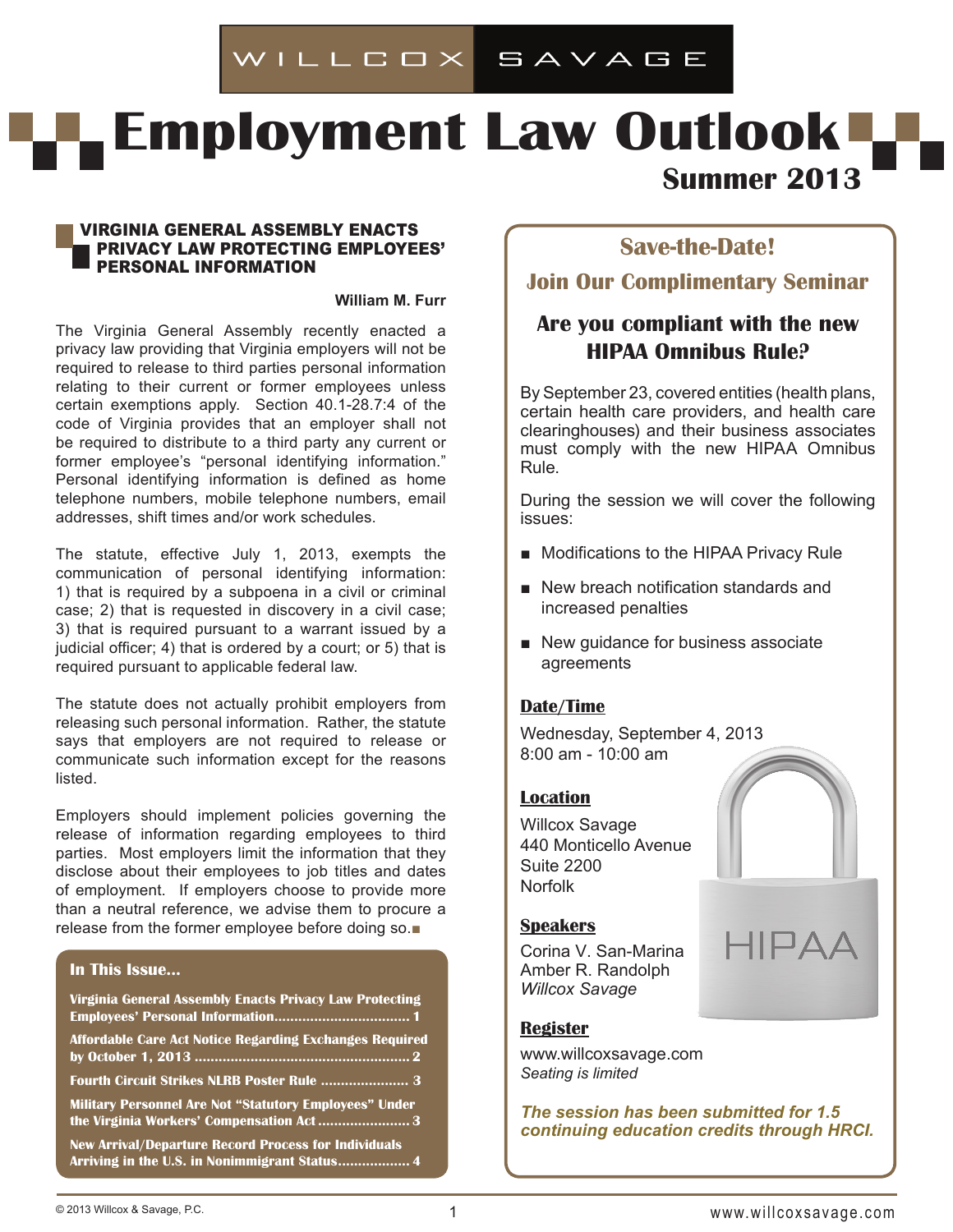WILLCOX SAVAGE

# Employment Law Outlook

**Summer 2013**

## VIRGINIA GENERAL ASSEMBLY ENACTS PRIVACY LAW PROTECTING EMPLOYEES' PERSONAL INFORMATION

**William M. Furr**

The Virginia General Assembly recently enacted a privacy law providing that Virginia employers will not be required to release to third parties personal information relating to their current or former employees unless certain exemptions apply. Section 40.1-28.7:4 of the code of Virginia provides that an employer shall not be required to distribute to a third party any current or former employee's "personal identifying information." Personal identifying information is defined as home telephone numbers, mobile telephone numbers, email addresses, shift times and/or work schedules.

The statute, effective July 1, 2013, exempts the communication of personal identifying information: 1) that is required by a subpoena in a civil or criminal case; 2) that is requested in discovery in a civil case; 3) that is required pursuant to a warrant issued by a judicial officer; 4) that is ordered by a court; or 5) that is required pursuant to applicable federal law.

The statute does not actually prohibit employers from releasing such personal information. Rather, the statute says that employers are not required to release or communicate such information except for the reasons listed.

Employers should implement policies governing the release of information regarding employees to third parties. Most employers limit the information that they disclose about their employees to job titles and dates of employment. If employers choose to provide more than a neutral reference, we advise them to procure a release from the former employee before doing so.■

### In This Issue...

- Virginia General Assembly Enacts Privacy Law Protecting Employees' Personal Information ........ 1
- Affordable Care Act Notice Regarding Exchanges Required by October 1, 2013 ........ 2
- Fourth Circuit Strikes NLRB Poster Rule ........ 3
- Military Personnel Are Not "Statutory Employees" Under the Virginia Workers' Compensation Act ........ 3
- New Arrival/Departure Record Process for Individuals Arriving in the U.S. in Nonimmigrant Status ........ 4

## Save-the-Date!

## Join Our Complimentary Seminar

### Are you compliant with the new HIPAA Omnibus Rule?

By September 23, covered entities (health plans, certain health care providers, and health care clearinghouses) and their business associates must comply with the new HIPAA Omnibus Rule.

During the session we will cover the following issues:

- Modifications to the HIPAA Privacy Rule
- New breach notification standards and increased penalties
- New guidance for business associate agreements

**Date/Time**

Wednesday, September 4, 2013
8:00 am - 10:00 am

**Location**

Willcox Savage
440 Monticello Avenue
Suite 2200
Norfolk

**Speakers**

Corina V. San-Marina
Amber R. Randolph
*Willcox Savage*

**Register**

www.willcoxsavage.com
*Seating is limited*

***The session has been submitted for 1.5 continuing education credits through HRCI.***

© 2013 Willcox & Savage, P.C.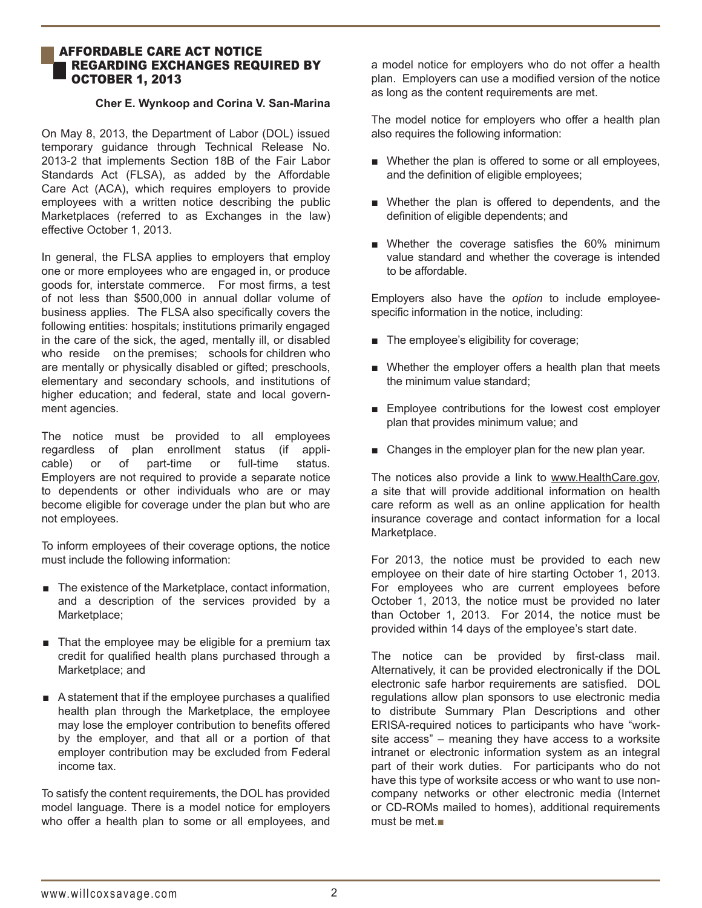## AFFORDABLE CARE ACT NOTICE REGARDING EXCHANGES REQUIRED BY OCTOBER 1, 2013

**Cher E. Wynkoop and Corina V. San-Marina**

On May 8, 2013, the Department of Labor (DOL) issued temporary guidance through Technical Release No. 2013-2 that implements Section 18B of the Fair Labor Standards Act (FLSA), as added by the Affordable Care Act (ACA), which requires employers to provide employees with a written notice describing the public Marketplaces (referred to as Exchanges in the law) effective October 1, 2013.

In general, the FLSA applies to employers that employ one or more employees who are engaged in, or produce goods for, interstate commerce. For most firms, a test of not less than $500,000 in annual dollar volume of business applies. The FLSA also specifically covers the following entities: hospitals; institutions primarily engaged in the care of the sick, the aged, mentally ill, or disabled who reside on the premises; schools for children who are mentally or physically disabled or gifted; preschools, elementary and secondary schools, and institutions of higher education; and federal, state and local government agencies.

The notice must be provided to all employees regardless of plan enrollment status (if applicable) or of part-time or full-time status. Employers are not required to provide a separate notice to dependents or other individuals who are or may become eligible for coverage under the plan but who are not employees.

To inform employees of their coverage options, the notice must include the following information:

- The existence of the Marketplace, contact information, and a description of the services provided by a Marketplace;
- That the employee may be eligible for a premium tax credit for qualified health plans purchased through a Marketplace; and
- A statement that if the employee purchases a qualified health plan through the Marketplace, the employee may lose the employer contribution to benefits offered by the employer, and that all or a portion of that employer contribution may be excluded from Federal income tax.

To satisfy the content requirements, the DOL has provided model language. There is a model notice for employers who offer a health plan to some or all employees, and a model notice for employers who do not offer a health plan. Employers can use a modified version of the notice as long as the content requirements are met.

The model notice for employers who offer a health plan also requires the following information:

- Whether the plan is offered to some or all employees, and the definition of eligible employees;
- Whether the plan is offered to dependents, and the definition of eligible dependents; and
- Whether the coverage satisfies the 60% minimum value standard and whether the coverage is intended to be affordable.

Employers also have the *option* to include employee-specific information in the notice, including:

- The employee's eligibility for coverage;
- Whether the employer offers a health plan that meets the minimum value standard;
- Employee contributions for the lowest cost employer plan that provides minimum value; and
- Changes in the employer plan for the new plan year.

The notices also provide a link to www.HealthCare.gov, a site that will provide additional information on health care reform as well as an online application for health insurance coverage and contact information for a local Marketplace.

For 2013, the notice must be provided to each new employee on their date of hire starting October 1, 2013. For employees who are current employees before October 1, 2013, the notice must be provided no later than October 1, 2013. For 2014, the notice must be provided within 14 days of the employee's start date.

The notice can be provided by first-class mail. Alternatively, it can be provided electronically if the DOL electronic safe harbor requirements are satisfied. DOL regulations allow plan sponsors to use electronic media to distribute Summary Plan Descriptions and other ERISA-required notices to participants who have "worksite access" – meaning they have access to a worksite intranet or electronic information system as an integral part of their work duties. For participants who do not have this type of worksite access or who want to use non-company networks or other electronic media (Internet or CD-ROMs mailed to homes), additional requirements must be met.■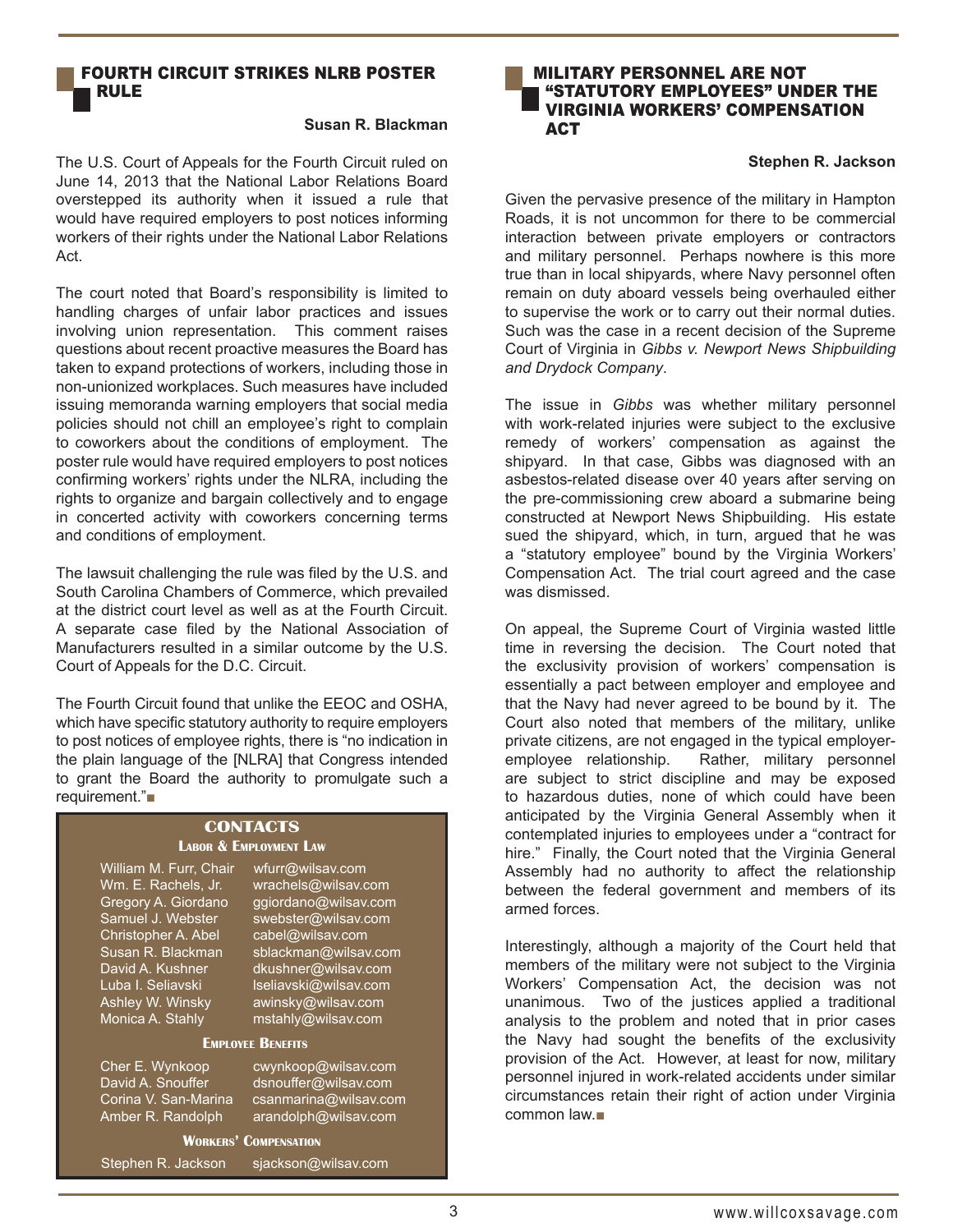## FOURTH CIRCUIT STRIKES NLRB POSTER RULE

**Susan R. Blackman**

The U.S. Court of Appeals for the Fourth Circuit ruled on June 14, 2013 that the National Labor Relations Board overstepped its authority when it issued a rule that would have required employers to post notices informing workers of their rights under the National Labor Relations Act.

The court noted that Board's responsibility is limited to handling charges of unfair labor practices and issues involving union representation. This comment raises questions about recent proactive measures the Board has taken to expand protections of workers, including those in non-unionized workplaces. Such measures have included issuing memoranda warning employers that social media policies should not chill an employee's right to complain to coworkers about the conditions of employment. The poster rule would have required employers to post notices confirming workers' rights under the NLRA, including the rights to organize and bargain collectively and to engage in concerted activity with coworkers concerning terms and conditions of employment.

The lawsuit challenging the rule was filed by the U.S. and South Carolina Chambers of Commerce, which prevailed at the district court level as well as at the Fourth Circuit. A separate case filed by the National Association of Manufacturers resulted in a similar outcome by the U.S. Court of Appeals for the D.C. Circuit.

The Fourth Circuit found that unlike the EEOC and OSHA, which have specific statutory authority to require employers to post notices of employee rights, there is "no indication in the plain language of the [NLRA] that Congress intended to grant the Board the authority to promulgate such a requirement."■

### CONTACTS

**Labor & Employment Law**

| Name | Email |
|---|---|
| William M. Furr, Chair | wfurr@wilsav.com |
| Wm. E. Rachels, Jr. | wrachels@wilsav.com |
| Gregory A. Giordano | ggiordano@wilsav.com |
| Samuel J. Webster | swebster@wilsav.com |
| Christopher A. Abel | cabel@wilsav.com |
| Susan R. Blackman | sblackman@wilsav.com |
| David A. Kushner | dkushner@wilsav.com |
| Luba I. Seliavski | lseliavski@wilsav.com |
| Ashley W. Winsky | awinsky@wilsav.com |
| Monica A. Stahly | mstahly@wilsav.com |

**Employee Benefits**

| Name | Email |
|---|---|
| Cher E. Wynkoop | cwynkoop@wilsav.com |
| David A. Snouffer | dsnouffer@wilsav.com |
| Corina V. San-Marina | csanmarina@wilsav.com |
| Amber R. Randolph | arandolph@wilsav.com |

**Workers' Compensation**

| Name | Email |
|---|---|
| Stephen R. Jackson | sjackson@wilsav.com |

## MILITARY PERSONNEL ARE NOT "STATUTORY EMPLOYEES" UNDER THE VIRGINIA WORKERS' COMPENSATION ACT

**Stephen R. Jackson**

Given the pervasive presence of the military in Hampton Roads, it is not uncommon for there to be commercial interaction between private employers or contractors and military personnel. Perhaps nowhere is this more true than in local shipyards, where Navy personnel often remain on duty aboard vessels being overhauled either to supervise the work or to carry out their normal duties. Such was the case in a recent decision of the Supreme Court of Virginia in *Gibbs v. Newport News Shipbuilding and Drydock Company*.

The issue in *Gibbs* was whether military personnel with work-related injuries were subject to the exclusive remedy of workers' compensation as against the shipyard. In that case, Gibbs was diagnosed with an asbestos-related disease over 40 years after serving on the pre-commissioning crew aboard a submarine being constructed at Newport News Shipbuilding. His estate sued the shipyard, which, in turn, argued that he was a "statutory employee" bound by the Virginia Workers' Compensation Act. The trial court agreed and the case was dismissed.

On appeal, the Supreme Court of Virginia wasted little time in reversing the decision. The Court noted that the exclusivity provision of workers' compensation is essentially a pact between employer and employee and that the Navy had never agreed to be bound by it. The Court also noted that members of the military, unlike private citizens, are not engaged in the typical employer-employee relationship. Rather, military personnel are subject to strict discipline and may be exposed to hazardous duties, none of which could have been anticipated by the Virginia General Assembly when it contemplated injuries to employees under a "contract for hire." Finally, the Court noted that the Virginia General Assembly had no authority to affect the relationship between the federal government and members of its armed forces.

Interestingly, although a majority of the Court held that members of the military were not subject to the Virginia Workers' Compensation Act, the decision was not unanimous. Two of the justices applied a traditional analysis to the problem and noted that in prior cases the Navy had sought the benefits of the exclusivity provision of the Act. However, at least for now, military personnel injured in work-related accidents under similar circumstances retain their right of action under Virginia common law.■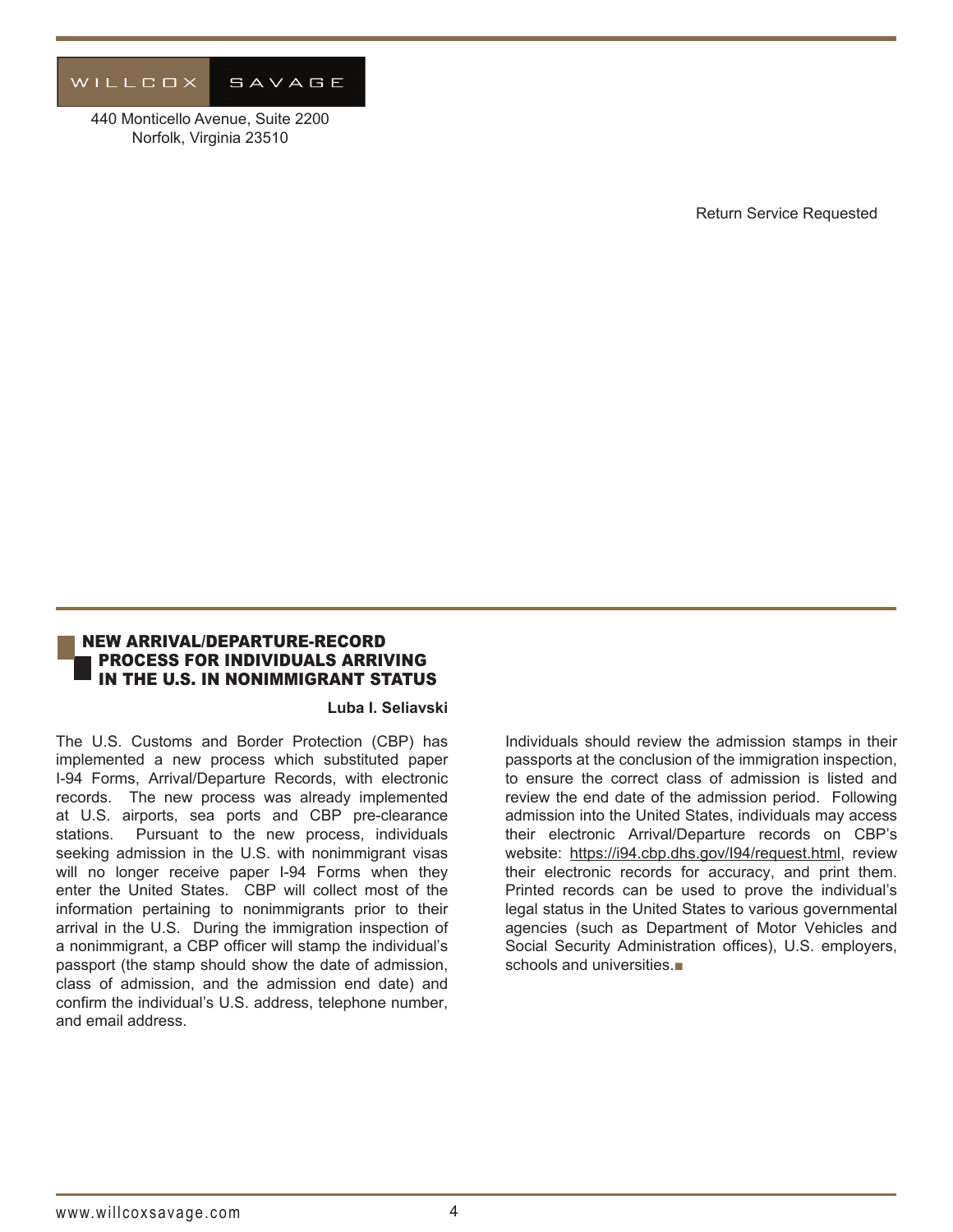WILLCOX SAVAGE

440 Monticello Avenue, Suite 2200
Norfolk, Virginia 23510

Return Service Requested

## NEW ARRIVAL/DEPARTURE-RECORD PROCESS FOR INDIVIDUALS ARRIVING IN THE U.S. IN NONIMMIGRANT STATUS

**Luba I. Seliavski**

The U.S. Customs and Border Protection (CBP) has implemented a new process which substituted paper I-94 Forms, Arrival/Departure Records, with electronic records. The new process was already implemented at U.S. airports, sea ports and CBP pre-clearance stations. Pursuant to the new process, individuals seeking admission in the U.S. with nonimmigrant visas will no longer receive paper I-94 Forms when they enter the United States. CBP will collect most of the information pertaining to nonimmigrants prior to their arrival in the U.S. During the immigration inspection of a nonimmigrant, a CBP officer will stamp the individual's passport (the stamp should show the date of admission, class of admission, and the admission end date) and confirm the individual's U.S. address, telephone number, and email address.

Individuals should review the admission stamps in their passports at the conclusion of the immigration inspection, to ensure the correct class of admission is listed and review the end date of the admission period. Following admission into the United States, individuals may access their electronic Arrival/Departure records on CBP's website: https://i94.cbp.dhs.gov/I94/request.html, review their electronic records for accuracy, and print them. Printed records can be used to prove the individual's legal status in the United States to various governmental agencies (such as Department of Motor Vehicles and Social Security Administration offices), U.S. employers, schools and universities.■

www.willcoxsavage.com